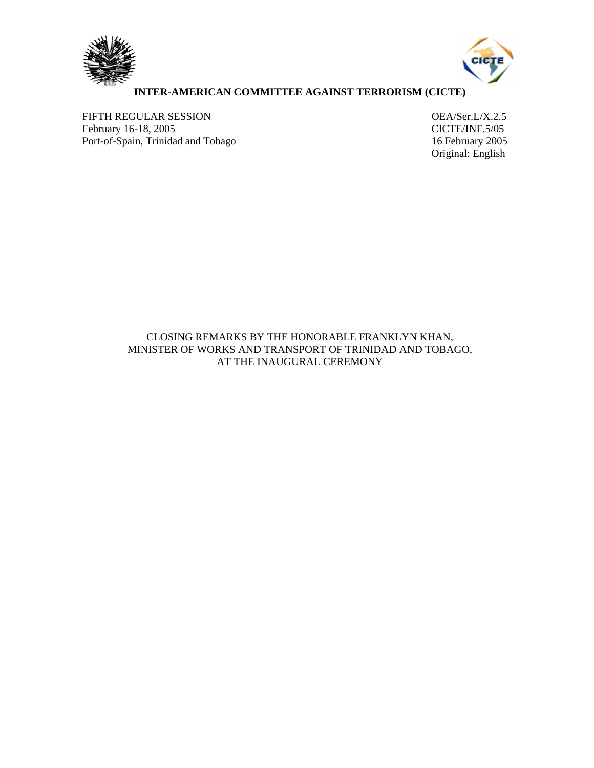**INTER-AMERICAN COMMITTEE AGAINST TERRORISM (CICTE)**

FIFTH REGULAR SESSION
February 16-18, 2005
Port-of-Spain, Trinidad and Tobago

OEA/Ser.L/X.2.5
CICTE/INF.5/05
16 February 2005
Original: English

CLOSING REMARKS BY THE HONORABLE FRANKLYN KHAN,
MINISTER OF WORKS AND TRANSPORT OF TRINIDAD AND TOBAGO,
AT THE INAUGURAL CEREMONY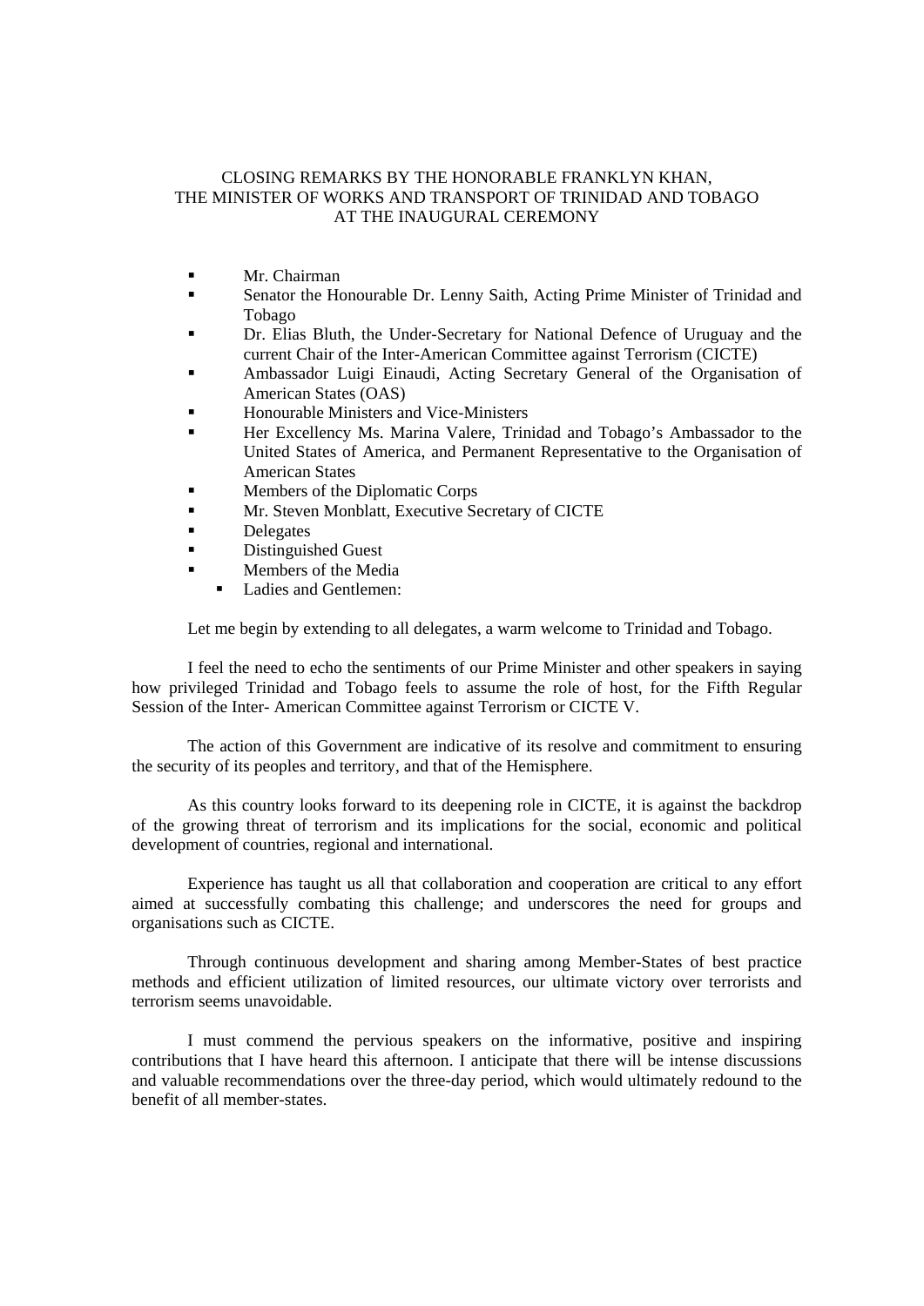CLOSING REMARKS BY THE HONORABLE FRANKLYN KHAN,
THE MINISTER OF WORKS AND TRANSPORT OF TRINIDAD AND TOBAGO
AT THE INAUGURAL CEREMONY

- Mr. Chairman
- Senator the Honourable Dr. Lenny Saith, Acting Prime Minister of Trinidad and Tobago
- Dr. Elias Bluth, the Under-Secretary for National Defence of Uruguay and the current Chair of the Inter-American Committee against Terrorism (CICTE)
- Ambassador Luigi Einaudi, Acting Secretary General of the Organisation of American States (OAS)
- Honourable Ministers and Vice-Ministers
- Her Excellency Ms. Marina Valere, Trinidad and Tobago's Ambassador to the United States of America, and Permanent Representative to the Organisation of American States
- Members of the Diplomatic Corps
- Mr. Steven Monblatt, Executive Secretary of CICTE
- Delegates
- Distinguished Guest
- Members of the Media
- Ladies and Gentlemen:

Let me begin by extending to all delegates, a warm welcome to Trinidad and Tobago.

I feel the need to echo the sentiments of our Prime Minister and other speakers in saying how privileged Trinidad and Tobago feels to assume the role of host, for the Fifth Regular Session of the Inter- American Committee against Terrorism or CICTE V.

The action of this Government are indicative of its resolve and commitment to ensuring the security of its peoples and territory, and that of the Hemisphere.

As this country looks forward to its deepening role in CICTE, it is against the backdrop of the growing threat of terrorism and its implications for the social, economic and political development of countries, regional and international.

Experience has taught us all that collaboration and cooperation are critical to any effort aimed at successfully combating this challenge; and underscores the need for groups and organisations such as CICTE.

Through continuous development and sharing among Member-States of best practice methods and efficient utilization of limited resources, our ultimate victory over terrorists and terrorism seems unavoidable.

I must commend the pervious speakers on the informative, positive and inspiring contributions that I have heard this afternoon. I anticipate that there will be intense discussions and valuable recommendations over the three-day period, which would ultimately redound to the benefit of all member-states.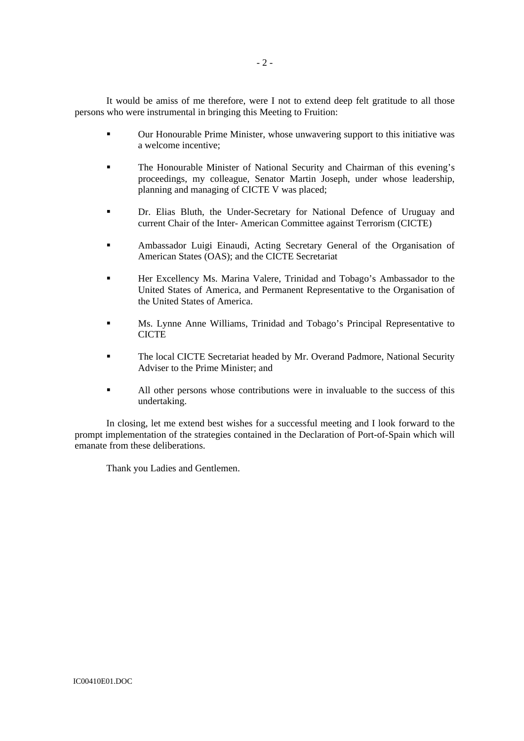It would be amiss of me therefore, were I not to extend deep felt gratitude to all those persons who were instrumental in bringing this Meeting to Fruition:

- Our Honourable Prime Minister, whose unwavering support to this initiative was a welcome incentive;
- The Honourable Minister of National Security and Chairman of this evening's proceedings, my colleague, Senator Martin Joseph, under whose leadership, planning and managing of CICTE V was placed;
- Dr. Elias Bluth, the Under-Secretary for National Defence of Uruguay and current Chair of the Inter- American Committee against Terrorism (CICTE)
- Ambassador Luigi Einaudi, Acting Secretary General of the Organisation of American States (OAS); and the CICTE Secretariat
- Her Excellency Ms. Marina Valere, Trinidad and Tobago's Ambassador to the United States of America, and Permanent Representative to the Organisation of the United States of America.
- Ms. Lynne Anne Williams, Trinidad and Tobago's Principal Representative to CICTE
- The local CICTE Secretariat headed by Mr. Overand Padmore, National Security Adviser to the Prime Minister; and
- All other persons whose contributions were in invaluable to the success of this undertaking.

In closing, let me extend best wishes for a successful meeting and I look forward to the prompt implementation of the strategies contained in the Declaration of Port-of-Spain which will emanate from these deliberations.

Thank you Ladies and Gentlemen.